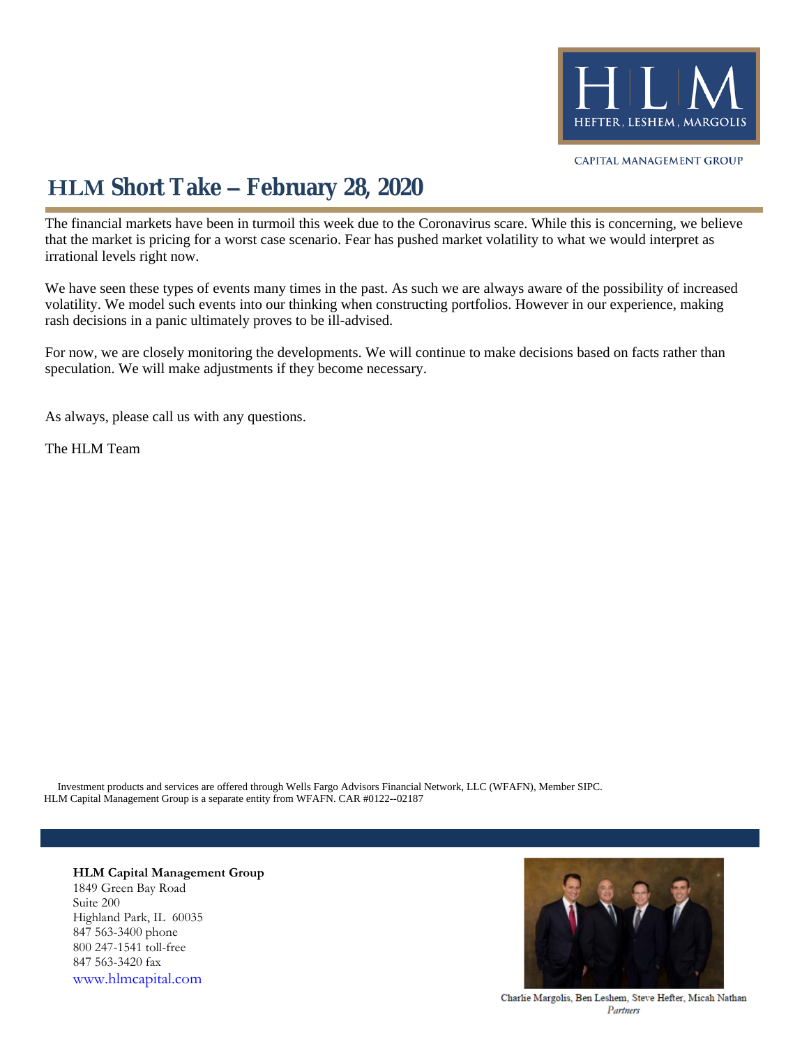HEFTER, LESHEM, MARGOLIS

CAPITAL MANAGEMENT GROUP

# HLM Short Take – February 28, 2020

The financial markets have been in turmoil this week due to the Coronavirus scare. While this is concerning, we believe that the market is pricing for a worst case scenario. Fear has pushed market volatility to what we would interpret as irrational levels right now.

We have seen these types of events many times in the past. As such we are always aware of the possibility of increased volatility. We model such events into our thinking when constructing portfolios. However in our experience, making rash decisions in a panic ultimately proves to be ill-advised.

For now, we are closely monitoring the developments. We will continue to make decisions based on facts rather than speculation. We will make adjustments if they become necessary.

As always, please call us with any questions.

The HLM Team

Investment products and services are offered through Wells Fargo Advisors Financial Network, LLC (WFAFN), Member SIPC.
HLM Capital Management Group is a separate entity from WFAFN. CAR #0122--02187

**HLM Capital Management Group**
1849 Green Bay Road
Suite 200
Highland Park, IL 60035
847 563-3400 phone
800 247-1541 toll-free
847 563-3420 fax
www.hlmcapital.com

Charlie Margolis, Ben Leshem, Steve Hefter, Micah Nathan
*Partners*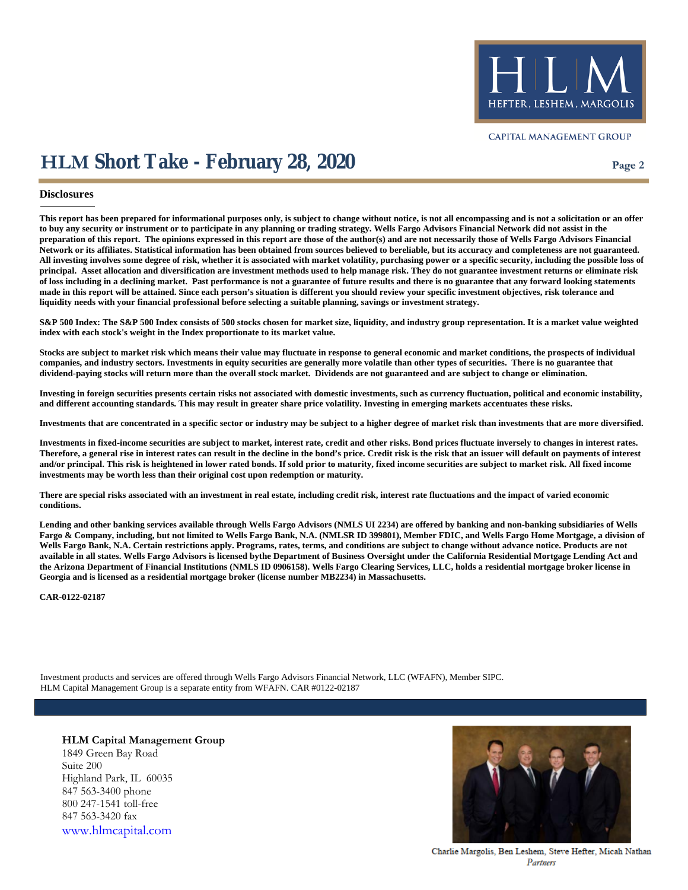# HLM Short Take - February 28, 2020

## Disclosures

**This report has been prepared for informational purposes only, is subject to change without notice, is not all encompassing and is not a solicitation or an offer to buy any security or instrument or to participate in any planning or trading strategy. Wells Fargo Advisors Financial Network did not assist in the preparation of this report. The opinions expressed in this report are those of the author(s) and are not necessarily those of Wells Fargo Advisors Financial Network or its affiliates. Statistical information has been obtained from sources believed to bereliable, but its accuracy and completeness are not guaranteed. All investing involves some degree of risk, whether it is associated with market volatility, purchasing power or a specific security, including the possible loss of principal. Asset allocation and diversification are investment methods used to help manage risk. They do not guarantee investment returns or eliminate risk of loss including in a declining market. Past performance is not a guarantee of future results and there is no guarantee that any forward looking statements made in this report will be attained. Since each person's situation is different you should review your specific investment objectives, risk tolerance and liquidity needs with your financial professional before selecting a suitable planning, savings or investment strategy.**

**S&P 500 Index: The S&P 500 Index consists of 500 stocks chosen for market size, liquidity, and industry group representation. It is a market value weighted index with each stock's weight in the Index proportionate to its market value.**

**Stocks are subject to market risk which means their value may fluctuate in response to general economic and market conditions, the prospects of individual companies, and industry sectors. Investments in equity securities are generally more volatile than other types of securities. There is no guarantee that dividend-paying stocks will return more than the overall stock market. Dividends are not guaranteed and are subject to change or elimination.**

**Investing in foreign securities presents certain risks not associated with domestic investments, such as currency fluctuation, political and economic instability, and different accounting standards. This may result in greater share price volatility. Investing in emerging markets accentuates these risks.**

**Investments that are concentrated in a specific sector or industry may be subject to a higher degree of market risk than investments that are more diversified.**

**Investments in fixed-income securities are subject to market, interest rate, credit and other risks. Bond prices fluctuate inversely to changes in interest rates. Therefore, a general rise in interest rates can result in the decline in the bond's price. Credit risk is the risk that an issuer will default on payments of interest and/or principal. This risk is heightened in lower rated bonds. If sold prior to maturity, fixed income securities are subject to market risk. All fixed income investments may be worth less than their original cost upon redemption or maturity.**

**There are special risks associated with an investment in real estate, including credit risk, interest rate fluctuations and the impact of varied economic conditions.**

**Lending and other banking services available through Wells Fargo Advisors (NMLS UI 2234) are offered by banking and non-banking subsidiaries of Wells Fargo & Company, including, but not limited to Wells Fargo Bank, N.A. (NMLSR ID 399801), Member FDIC, and Wells Fargo Home Mortgage, a division of Wells Fargo Bank, N.A. Certain restrictions apply. Programs, rates, terms, and conditions are subject to change without advance notice. Products are not available in all states. Wells Fargo Advisors is licensed bythe Department of Business Oversight under the California Residential Mortgage Lending Act and the Arizona Department of Financial Institutions (NMLS ID 0906158). Wells Fargo Clearing Services, LLC, holds a residential mortgage broker license in Georgia and is licensed as a residential mortgage broker (license number MB2234) in Massachusetts.**

**CAR-0122-02187**

Investment products and services are offered through Wells Fargo Advisors Financial Network, LLC (WFAFN), Member SIPC.
HLM Capital Management Group is a separate entity from WFAFN. CAR #0122-02187

**HLM Capital Management Group**
1849 Green Bay Road
Suite 200
Highland Park, IL 60035
847 563-3400 phone
800 247-1541 toll-free
847 563-3420 fax
www.hlmcapital.com

Charlie Margolis, Ben Leshem, Steve Hefter, Micah Nathan
*Partners*